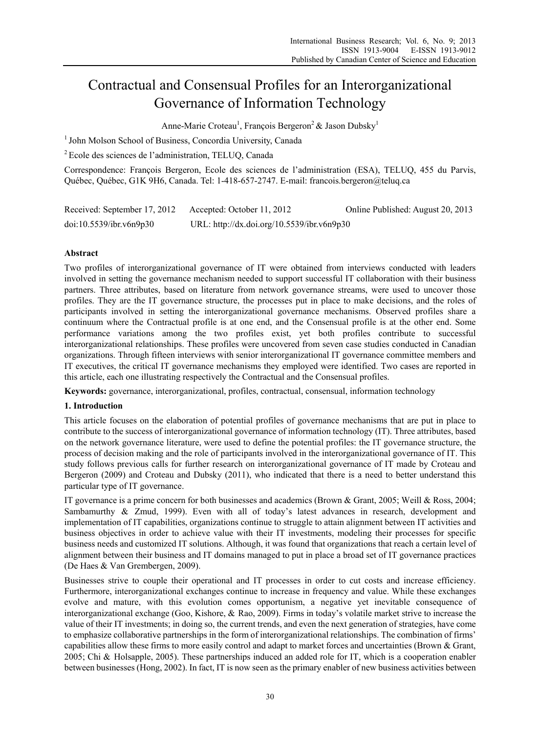# Contractual and Consensual Profiles for an Interorganizational Governance of Information Technology

Anne-Marie Croteau[1], François Bergeron[2] & Jason Dubsky[1]

[1] John Molson School of Business, Concordia University, Canada

[2] Ecole des sciences de l'administration, TELUQ, Canada

Correspondence: François Bergeron, Ecole des sciences de l'administration (ESA), TELUQ, 455 du Parvis, Québec, Québec, G1K 9H6, Canada. Tel: 1-418-657-2747. E-mail: francois.bergeron@teluq.ca

Received: September 17, 2012   Accepted: October 11, 2012   Online Published: August 20, 2013

doi:10.5539/ibr.v6n9p30   URL: http://dx.doi.org/10.5539/ibr.v6n9p30

## Abstract

Two profiles of interorganizational governance of IT were obtained from interviews conducted with leaders involved in setting the governance mechanism needed to support successful IT collaboration with their business partners. Three attributes, based on literature from network governance streams, were used to uncover those profiles. They are the IT governance structure, the processes put in place to make decisions, and the roles of participants involved in setting the interorganizational governance mechanisms. Observed profiles share a continuum where the Contractual profile is at one end, and the Consensual profile is at the other end. Some performance variations among the two profiles exist, yet both profiles contribute to successful interorganizational relationships. These profiles were uncovered from seven case studies conducted in Canadian organizations. Through fifteen interviews with senior interorganizational IT governance committee members and IT executives, the critical IT governance mechanisms they employed were identified. Two cases are reported in this article, each one illustrating respectively the Contractual and the Consensual profiles.

**Keywords:** governance, interorganizational, profiles, contractual, consensual, information technology

## 1. Introduction

This article focuses on the elaboration of potential profiles of governance mechanisms that are put in place to contribute to the success of interorganizational governance of information technology (IT). Three attributes, based on the network governance literature, were used to define the potential profiles: the IT governance structure, the process of decision making and the role of participants involved in the interorganizational governance of IT. This study follows previous calls for further research on interorganizational governance of IT made by Croteau and Bergeron (2009) and Croteau and Dubsky (2011), who indicated that there is a need to better understand this particular type of IT governance.

IT governance is a prime concern for both businesses and academics (Brown & Grant, 2005; Weill & Ross, 2004; Sambamurthy & Zmud, 1999). Even with all of today's latest advances in research, development and implementation of IT capabilities, organizations continue to struggle to attain alignment between IT activities and business objectives in order to achieve value with their IT investments, modeling their processes for specific business needs and customized IT solutions. Although, it was found that organizations that reach a certain level of alignment between their business and IT domains managed to put in place a broad set of IT governance practices (De Haes & Van Grembergen, 2009).

Businesses strive to couple their operational and IT processes in order to cut costs and increase efficiency. Furthermore, interorganizational exchanges continue to increase in frequency and value. While these exchanges evolve and mature, with this evolution comes opportunism, a negative yet inevitable consequence of interorganizational exchange (Goo, Kishore, & Rao, 2009). Firms in today's volatile market strive to increase the value of their IT investments; in doing so, the current trends, and even the next generation of strategies, have come to emphasize collaborative partnerships in the form of interorganizational relationships. The combination of firms' capabilities allow these firms to more easily control and adapt to market forces and uncertainties (Brown & Grant, 2005; Chi & Holsapple, 2005). These partnerships induced an added role for IT, which is a cooperation enabler between businesses (Hong, 2002). In fact, IT is now seen as the primary enabler of new business activities between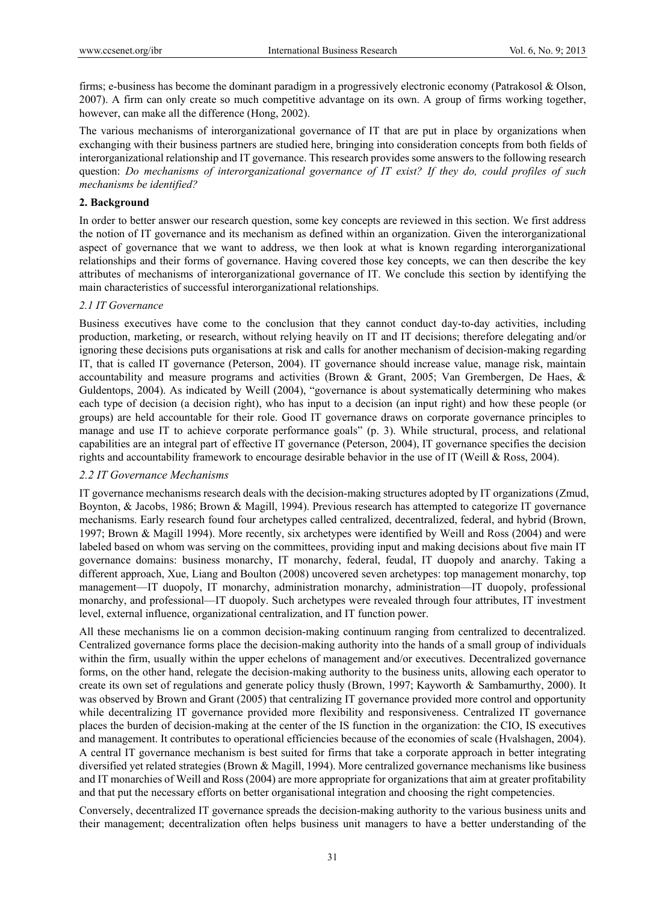firms; e-business has become the dominant paradigm in a progressively electronic economy (Patrakosol & Olson, 2007). A firm can only create so much competitive advantage on its own. A group of firms working together, however, can make all the difference (Hong, 2002).

The various mechanisms of interorganizational governance of IT that are put in place by organizations when exchanging with their business partners are studied here, bringing into consideration concepts from both fields of interorganizational relationship and IT governance. This research provides some answers to the following research question: *Do mechanisms of interorganizational governance of IT exist? If they do, could profiles of such mechanisms be identified?*

## 2. Background

In order to better answer our research question, some key concepts are reviewed in this section. We first address the notion of IT governance and its mechanism as defined within an organization. Given the interorganizational aspect of governance that we want to address, we then look at what is known regarding interorganizational relationships and their forms of governance. Having covered those key concepts, we can then describe the key attributes of mechanisms of interorganizational governance of IT. We conclude this section by identifying the main characteristics of successful interorganizational relationships.

### *2.1 IT Governance*

Business executives have come to the conclusion that they cannot conduct day-to-day activities, including production, marketing, or research, without relying heavily on IT and IT decisions; therefore delegating and/or ignoring these decisions puts organisations at risk and calls for another mechanism of decision-making regarding IT, that is called IT governance (Peterson, 2004). IT governance should increase value, manage risk, maintain accountability and measure programs and activities (Brown & Grant, 2005; Van Grembergen, De Haes, & Guldentops, 2004). As indicated by Weill (2004), "governance is about systematically determining who makes each type of decision (a decision right), who has input to a decision (an input right) and how these people (or groups) are held accountable for their role. Good IT governance draws on corporate governance principles to manage and use IT to achieve corporate performance goals" (p. 3). While structural, process, and relational capabilities are an integral part of effective IT governance (Peterson, 2004), IT governance specifies the decision rights and accountability framework to encourage desirable behavior in the use of IT (Weill & Ross, 2004).

### *2.2 IT Governance Mechanisms*

IT governance mechanisms research deals with the decision-making structures adopted by IT organizations (Zmud, Boynton, & Jacobs, 1986; Brown & Magill, 1994). Previous research has attempted to categorize IT governance mechanisms. Early research found four archetypes called centralized, decentralized, federal, and hybrid (Brown, 1997; Brown & Magill 1994). More recently, six archetypes were identified by Weill and Ross (2004) and were labeled based on whom was serving on the committees, providing input and making decisions about five main IT governance domains: business monarchy, IT monarchy, federal, feudal, IT duopoly and anarchy. Taking a different approach, Xue, Liang and Boulton (2008) uncovered seven archetypes: top management monarchy, top management—IT duopoly, IT monarchy, administration monarchy, administration—IT duopoly, professional monarchy, and professional—IT duopoly. Such archetypes were revealed through four attributes, IT investment level, external influence, organizational centralization, and IT function power.

All these mechanisms lie on a common decision-making continuum ranging from centralized to decentralized. Centralized governance forms place the decision-making authority into the hands of a small group of individuals within the firm, usually within the upper echelons of management and/or executives. Decentralized governance forms, on the other hand, relegate the decision-making authority to the business units, allowing each operator to create its own set of regulations and generate policy thusly (Brown, 1997; Kayworth & Sambamurthy, 2000). It was observed by Brown and Grant (2005) that centralizing IT governance provided more control and opportunity while decentralizing IT governance provided more flexibility and responsiveness. Centralized IT governance places the burden of decision-making at the center of the IS function in the organization: the CIO, IS executives and management. It contributes to operational efficiencies because of the economies of scale (Hvalshagen, 2004). A central IT governance mechanism is best suited for firms that take a corporate approach in better integrating diversified yet related strategies (Brown & Magill, 1994). More centralized governance mechanisms like business and IT monarchies of Weill and Ross (2004) are more appropriate for organizations that aim at greater profitability and that put the necessary efforts on better organisational integration and choosing the right competencies.

Conversely, decentralized IT governance spreads the decision-making authority to the various business units and their management; decentralization often helps business unit managers to have a better understanding of the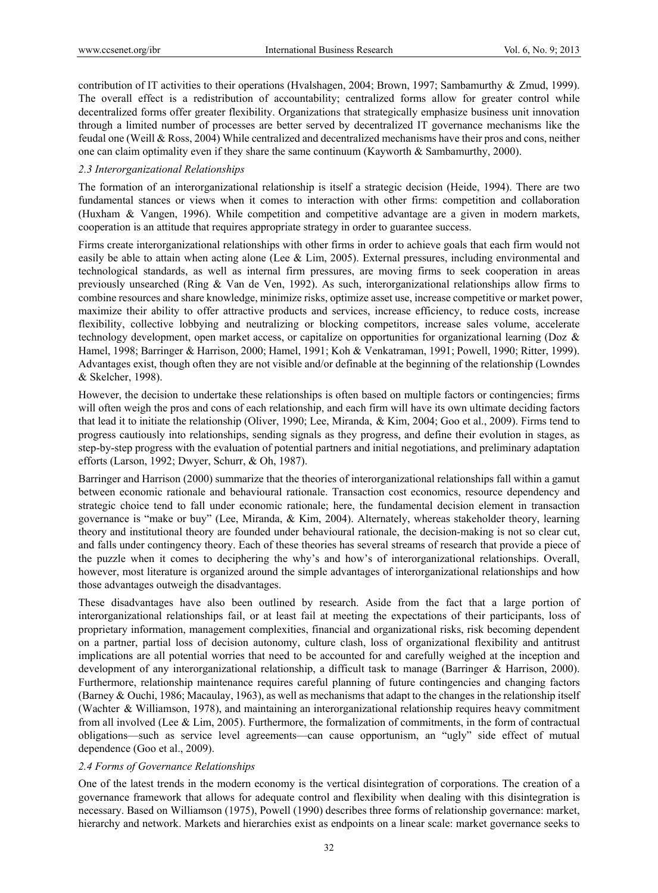contribution of IT activities to their operations (Hvalshagen, 2004; Brown, 1997; Sambamurthy & Zmud, 1999). The overall effect is a redistribution of accountability; centralized forms allow for greater control while decentralized forms offer greater flexibility. Organizations that strategically emphasize business unit innovation through a limited number of processes are better served by decentralized IT governance mechanisms like the feudal one (Weill & Ross, 2004) While centralized and decentralized mechanisms have their pros and cons, neither one can claim optimality even if they share the same continuum (Kayworth & Sambamurthy, 2000).

### *2.3 Interorganizational Relationships*

The formation of an interorganizational relationship is itself a strategic decision (Heide, 1994). There are two fundamental stances or views when it comes to interaction with other firms: competition and collaboration (Huxham & Vangen, 1996). While competition and competitive advantage are a given in modern markets, cooperation is an attitude that requires appropriate strategy in order to guarantee success.

Firms create interorganizational relationships with other firms in order to achieve goals that each firm would not easily be able to attain when acting alone (Lee & Lim, 2005). External pressures, including environmental and technological standards, as well as internal firm pressures, are moving firms to seek cooperation in areas previously unsearched (Ring & Van de Ven, 1992). As such, interorganizational relationships allow firms to combine resources and share knowledge, minimize risks, optimize asset use, increase competitive or market power, maximize their ability to offer attractive products and services, increase efficiency, to reduce costs, increase flexibility, collective lobbying and neutralizing or blocking competitors, increase sales volume, accelerate technology development, open market access, or capitalize on opportunities for organizational learning (Doz & Hamel, 1998; Barringer & Harrison, 2000; Hamel, 1991; Koh & Venkatraman, 1991; Powell, 1990; Ritter, 1999). Advantages exist, though often they are not visible and/or definable at the beginning of the relationship (Lowndes & Skelcher, 1998).

However, the decision to undertake these relationships is often based on multiple factors or contingencies; firms will often weigh the pros and cons of each relationship, and each firm will have its own ultimate deciding factors that lead it to initiate the relationship (Oliver, 1990; Lee, Miranda, & Kim, 2004; Goo et al., 2009). Firms tend to progress cautiously into relationships, sending signals as they progress, and define their evolution in stages, as step-by-step progress with the evaluation of potential partners and initial negotiations, and preliminary adaptation efforts (Larson, 1992; Dwyer, Schurr, & Oh, 1987).

Barringer and Harrison (2000) summarize that the theories of interorganizational relationships fall within a gamut between economic rationale and behavioural rationale. Transaction cost economics, resource dependency and strategic choice tend to fall under economic rationale; here, the fundamental decision element in transaction governance is "make or buy" (Lee, Miranda, & Kim, 2004). Alternately, whereas stakeholder theory, learning theory and institutional theory are founded under behavioural rationale, the decision-making is not so clear cut, and falls under contingency theory. Each of these theories has several streams of research that provide a piece of the puzzle when it comes to deciphering the why's and how's of interorganizational relationships. Overall, however, most literature is organized around the simple advantages of interorganizational relationships and how those advantages outweigh the disadvantages.

These disadvantages have also been outlined by research. Aside from the fact that a large portion of interorganizational relationships fail, or at least fail at meeting the expectations of their participants, loss of proprietary information, management complexities, financial and organizational risks, risk becoming dependent on a partner, partial loss of decision autonomy, culture clash, loss of organizational flexibility and antitrust implications are all potential worries that need to be accounted for and carefully weighed at the inception and development of any interorganizational relationship, a difficult task to manage (Barringer & Harrison, 2000). Furthermore, relationship maintenance requires careful planning of future contingencies and changing factors (Barney & Ouchi, 1986; Macaulay, 1963), as well as mechanisms that adapt to the changes in the relationship itself (Wachter & Williamson, 1978), and maintaining an interorganizational relationship requires heavy commitment from all involved (Lee & Lim, 2005). Furthermore, the formalization of commitments, in the form of contractual obligations—such as service level agreements—can cause opportunism, an "ugly" side effect of mutual dependence (Goo et al., 2009).

### *2.4 Forms of Governance Relationships*

One of the latest trends in the modern economy is the vertical disintegration of corporations. The creation of a governance framework that allows for adequate control and flexibility when dealing with this disintegration is necessary. Based on Williamson (1975), Powell (1990) describes three forms of relationship governance: market, hierarchy and network. Markets and hierarchies exist as endpoints on a linear scale: market governance seeks to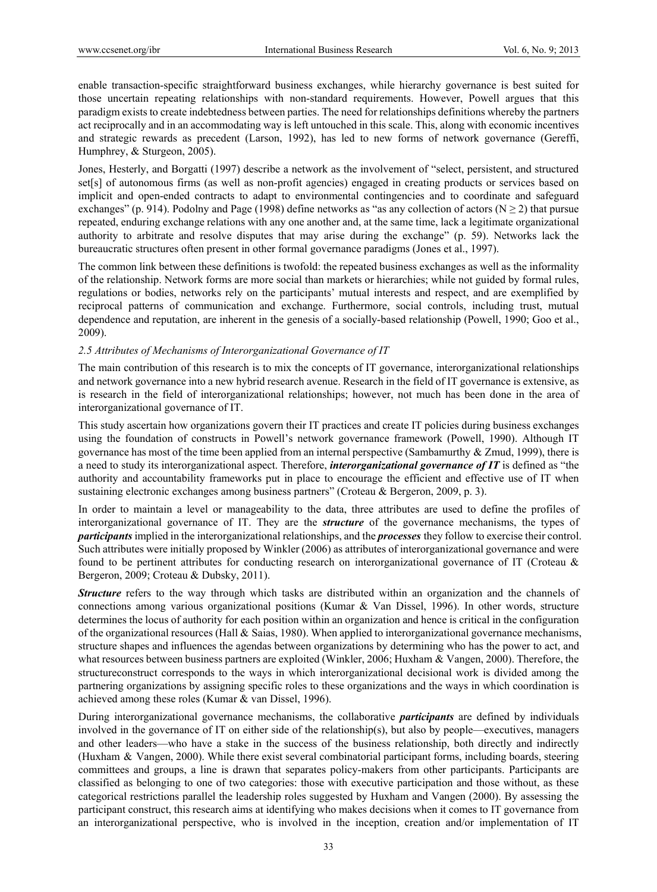enable transaction-specific straightforward business exchanges, while hierarchy governance is best suited for those uncertain repeating relationships with non-standard requirements. However, Powell argues that this paradigm exists to create indebtedness between parties. The need for relationships definitions whereby the partners act reciprocally and in an accommodating way is left untouched in this scale. This, along with economic incentives and strategic rewards as precedent (Larson, 1992), has led to new forms of network governance (Gereffi, Humphrey, & Sturgeon, 2005).

Jones, Hesterly, and Borgatti (1997) describe a network as the involvement of "select, persistent, and structured set[s] of autonomous firms (as well as non-profit agencies) engaged in creating products or services based on implicit and open-ended contracts to adapt to environmental contingencies and to coordinate and safeguard exchanges" (p. 914). Podolny and Page (1998) define networks as "as any collection of actors ($N \geq 2$) that pursue repeated, enduring exchange relations with any one another and, at the same time, lack a legitimate organizational authority to arbitrate and resolve disputes that may arise during the exchange" (p. 59). Networks lack the bureaucratic structures often present in other formal governance paradigms (Jones et al., 1997).

The common link between these definitions is twofold: the repeated business exchanges as well as the informality of the relationship. Network forms are more social than markets or hierarchies; while not guided by formal rules, regulations or bodies, networks rely on the participants' mutual interests and respect, and are exemplified by reciprocal patterns of communication and exchange. Furthermore, social controls, including trust, mutual dependence and reputation, are inherent in the genesis of a socially-based relationship (Powell, 1990; Goo et al., 2009).

### *2.5 Attributes of Mechanisms of Interorganizational Governance of IT*

The main contribution of this research is to mix the concepts of IT governance, interorganizational relationships and network governance into a new hybrid research avenue. Research in the field of IT governance is extensive, as is research in the field of interorganizational relationships; however, not much has been done in the area of interorganizational governance of IT.

This study ascertain how organizations govern their IT practices and create IT policies during business exchanges using the foundation of constructs in Powell's network governance framework (Powell, 1990). Although IT governance has most of the time been applied from an internal perspective (Sambamurthy & Zmud, 1999), there is a need to study its interorganizational aspect. Therefore, ***interorganizational governance of IT*** is defined as "the authority and accountability frameworks put in place to encourage the efficient and effective use of IT when sustaining electronic exchanges among business partners" (Croteau & Bergeron, 2009, p. 3).

In order to maintain a level or manageability to the data, three attributes are used to define the profiles of interorganizational governance of IT. They are the ***structure*** of the governance mechanisms, the types of ***participants*** implied in the interorganizational relationships, and the ***processes*** they follow to exercise their control. Such attributes were initially proposed by Winkler (2006) as attributes of interorganizational governance and were found to be pertinent attributes for conducting research on interorganizational governance of IT (Croteau & Bergeron, 2009; Croteau & Dubsky, 2011).

***Structure*** refers to the way through which tasks are distributed within an organization and the channels of connections among various organizational positions (Kumar & Van Dissel, 1996). In other words, structure determines the locus of authority for each position within an organization and hence is critical in the configuration of the organizational resources (Hall & Saias, 1980). When applied to interorganizational governance mechanisms, structure shapes and influences the agendas between organizations by determining who has the power to act, and what resources between business partners are exploited (Winkler, 2006; Huxham & Vangen, 2000). Therefore, the structureconstruct corresponds to the ways in which interorganizational decisional work is divided among the partnering organizations by assigning specific roles to these organizations and the ways in which coordination is achieved among these roles (Kumar & van Dissel, 1996).

During interorganizational governance mechanisms, the collaborative ***participants*** are defined by individuals involved in the governance of IT on either side of the relationship(s), but also by people—executives, managers and other leaders—who have a stake in the success of the business relationship, both directly and indirectly (Huxham & Vangen, 2000). While there exist several combinatorial participant forms, including boards, steering committees and groups, a line is drawn that separates policy-makers from other participants. Participants are classified as belonging to one of two categories: those with executive participation and those without, as these categorical restrictions parallel the leadership roles suggested by Huxham and Vangen (2000). By assessing the participant construct, this research aims at identifying who makes decisions when it comes to IT governance from an interorganizational perspective, who is involved in the inception, creation and/or implementation of IT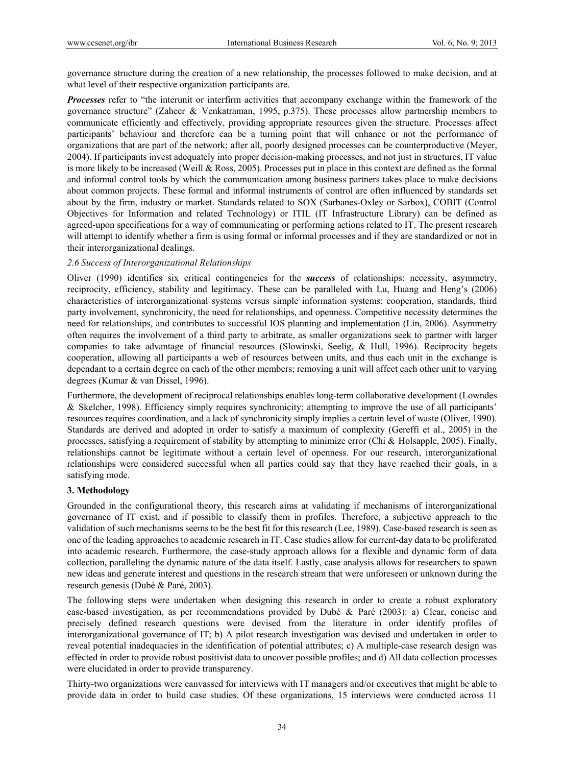governance structure during the creation of a new relationship, the processes followed to make decision, and at what level of their respective organization participants are.

***Processes*** refer to "the interunit or interfirm activities that accompany exchange within the framework of the governance structure" (Zaheer & Venkatraman, 1995, p.375). These processes allow partnership members to communicate efficiently and effectively, providing appropriate resources given the structure. Processes affect participants' behaviour and therefore can be a turning point that will enhance or not the performance of organizations that are part of the network; after all, poorly designed processes can be counterproductive (Meyer, 2004). If participants invest adequately into proper decision-making processes, and not just in structures, IT value is more likely to be increased (Weill & Ross, 2005). Processes put in place in this context are defined as the formal and informal control tools by which the communication among business partners takes place to make decisions about common projects. These formal and informal instruments of control are often influenced by standards set about by the firm, industry or market. Standards related to SOX (Sarbanes-Oxley or Sarbox), COBIT (Control Objectives for Information and related Technology) or ITIL (IT Infrastructure Library) can be defined as agreed-upon specifications for a way of communicating or performing actions related to IT. The present research will attempt to identify whether a firm is using formal or informal processes and if they are standardized or not in their interorganizational dealings.

### *2.6 Success of Interorganizational Relationships*

Oliver (1990) identifies six critical contingencies for the ***success*** of relationships: necessity, asymmetry, reciprocity, efficiency, stability and legitimacy. These can be paralleled with Lu, Huang and Heng's (2006) characteristics of interorganizational systems versus simple information systems: cooperation, standards, third party involvement, synchronicity, the need for relationships, and openness. Competitive necessity determines the need for relationships, and contributes to successful IOS planning and implementation (Lin, 2006). Asymmetry often requires the involvement of a third party to arbitrate, as smaller organizations seek to partner with larger companies to take advantage of financial resources (Slowinski, Seelig, & Hull, 1996). Reciprocity begets cooperation, allowing all participants a web of resources between units, and thus each unit in the exchange is dependant to a certain degree on each of the other members; removing a unit will affect each other unit to varying degrees (Kumar & van Dissel, 1996).

Furthermore, the development of reciprocal relationships enables long-term collaborative development (Lowndes & Skelcher, 1998). Efficiency simply requires synchronicity; attempting to improve the use of all participants' resources requires coordination, and a lack of synchronicity simply implies a certain level of waste (Oliver, 1990). Standards are derived and adopted in order to satisfy a maximum of complexity (Gereffi et al., 2005) in the processes, satisfying a requirement of stability by attempting to minimize error (Chi & Holsapple, 2005). Finally, relationships cannot be legitimate without a certain level of openness. For our research, interorganizational relationships were considered successful when all parties could say that they have reached their goals, in a satisfying mode.

## 3. Methodology

Grounded in the configurational theory, this research aims at validating if mechanisms of interorganizational governance of IT exist, and if possible to classify them in profiles. Therefore, a subjective approach to the validation of such mechanisms seems to be the best fit for this research (Lee, 1989). Case-based research is seen as one of the leading approaches to academic research in IT. Case studies allow for current-day data to be proliferated into academic research. Furthermore, the case-study approach allows for a flexible and dynamic form of data collection, paralleling the dynamic nature of the data itself. Lastly, case analysis allows for researchers to spawn new ideas and generate interest and questions in the research stream that were unforeseen or unknown during the research genesis (Dubé & Paré, 2003).

The following steps were undertaken when designing this research in order to create a robust exploratory case-based investigation, as per recommendations provided by Dubé & Paré (2003): a) Clear, concise and precisely defined research questions were devised from the literature in order identify profiles of interorganizational governance of IT; b) A pilot research investigation was devised and undertaken in order to reveal potential inadequacies in the identification of potential attributes; c) A multiple-case research design was effected in order to provide robust positivist data to uncover possible profiles; and d) All data collection processes were elucidated in order to provide transparency.

Thirty-two organizations were canvassed for interviews with IT managers and/or executives that might be able to provide data in order to build case studies. Of these organizations, 15 interviews were conducted across 11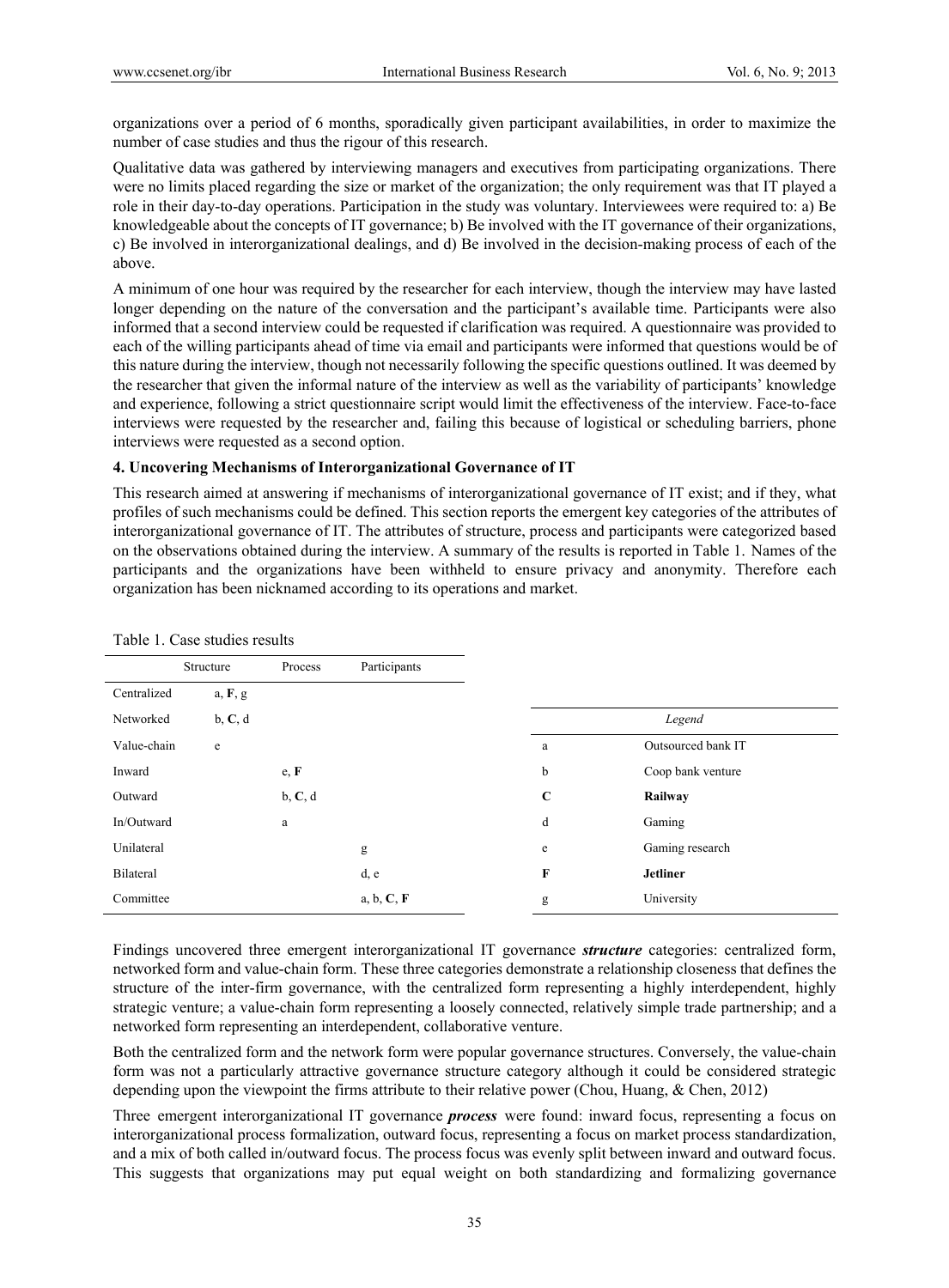organizations over a period of 6 months, sporadically given participant availabilities, in order to maximize the number of case studies and thus the rigour of this research.

Qualitative data was gathered by interviewing managers and executives from participating organizations. There were no limits placed regarding the size or market of the organization; the only requirement was that IT played a role in their day-to-day operations. Participation in the study was voluntary. Interviewees were required to: a) Be knowledgeable about the concepts of IT governance; b) Be involved with the IT governance of their organizations, c) Be involved in interorganizational dealings, and d) Be involved in the decision-making process of each of the above.

A minimum of one hour was required by the researcher for each interview, though the interview may have lasted longer depending on the nature of the conversation and the participant's available time. Participants were also informed that a second interview could be requested if clarification was required. A questionnaire was provided to each of the willing participants ahead of time via email and participants were informed that questions would be of this nature during the interview, though not necessarily following the specific questions outlined. It was deemed by the researcher that given the informal nature of the interview as well as the variability of participants' knowledge and experience, following a strict questionnaire script would limit the effectiveness of the interview. Face-to-face interviews were requested by the researcher and, failing this because of logistical or scheduling barriers, phone interviews were requested as a second option.

## 4. Uncovering Mechanisms of Interorganizational Governance of IT

This research aimed at answering if mechanisms of interorganizational governance of IT exist; and if they, what profiles of such mechanisms could be defined. This section reports the emergent key categories of the attributes of interorganizational governance of IT. The attributes of structure, process and participants were categorized based on the observations obtained during the interview. A summary of the results is reported in Table 1. Names of the participants and the organizations have been withheld to ensure privacy and anonymity. Therefore each organization has been nicknamed according to its operations and market.

Table 1. Case studies results

| | Structure | Process | Participants |
|---|---|---|---|
| Centralized | a, **F**, g | | |
| Networked | b, **C**, d | | |
| Value-chain | e | | |
| Inward | | e, **F** | |
| Outward | | b, **C**, d | |
| In/Outward | | a | |
| Unilateral | | | g |
| Bilateral | | | d, e |
| Committee | | | a, b, **C**, **F** |

| *Legend* | |
|---|---|
| a | Outsourced bank IT |
| b | Coop bank venture |
| **C** | **Railway** |
| d | Gaming |
| e | Gaming research |
| **F** | **Jetliner** |
| g | University |

Findings uncovered three emergent interorganizational IT governance ***structure*** categories: centralized form, networked form and value-chain form. These three categories demonstrate a relationship closeness that defines the structure of the inter-firm governance, with the centralized form representing a highly interdependent, highly strategic venture; a value-chain form representing a loosely connected, relatively simple trade partnership; and a networked form representing an interdependent, collaborative venture.

Both the centralized form and the network form were popular governance structures. Conversely, the value-chain form was not a particularly attractive governance structure category although it could be considered strategic depending upon the viewpoint the firms attribute to their relative power (Chou, Huang, & Chen, 2012)

Three emergent interorganizational IT governance ***process*** were found: inward focus, representing a focus on interorganizational process formalization, outward focus, representing a focus on market process standardization, and a mix of both called in/outward focus. The process focus was evenly split between inward and outward focus. This suggests that organizations may put equal weight on both standardizing and formalizing governance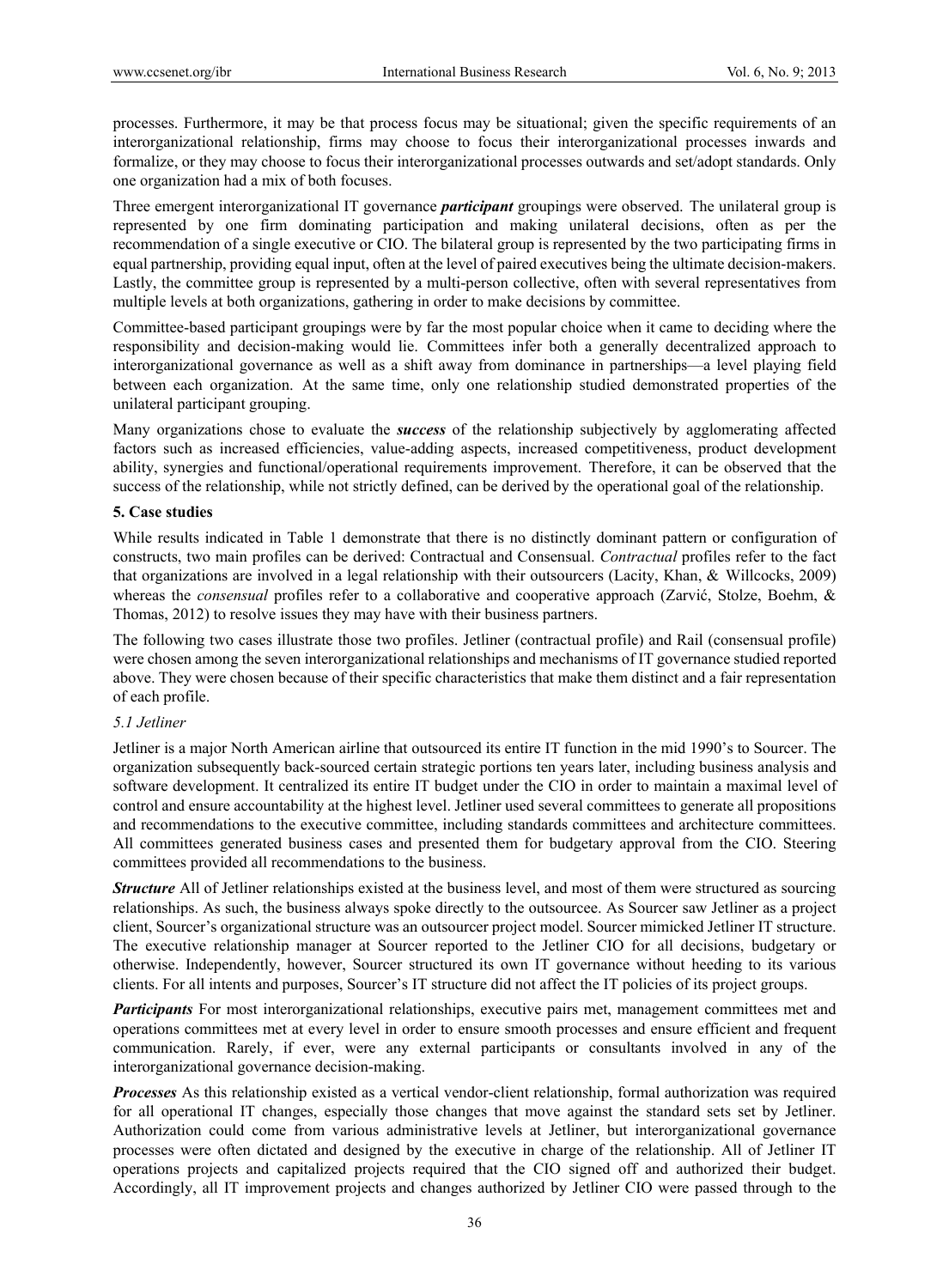processes. Furthermore, it may be that process focus may be situational; given the specific requirements of an interorganizational relationship, firms may choose to focus their interorganizational processes inwards and formalize, or they may choose to focus their interorganizational processes outwards and set/adopt standards. Only one organization had a mix of both focuses.

Three emergent interorganizational IT governance ***participant*** groupings were observed. The unilateral group is represented by one firm dominating participation and making unilateral decisions, often as per the recommendation of a single executive or CIO. The bilateral group is represented by the two participating firms in equal partnership, providing equal input, often at the level of paired executives being the ultimate decision-makers. Lastly, the committee group is represented by a multi-person collective, often with several representatives from multiple levels at both organizations, gathering in order to make decisions by committee.

Committee-based participant groupings were by far the most popular choice when it came to deciding where the responsibility and decision-making would lie. Committees infer both a generally decentralized approach to interorganizational governance as well as a shift away from dominance in partnerships—a level playing field between each organization. At the same time, only one relationship studied demonstrated properties of the unilateral participant grouping.

Many organizations chose to evaluate the ***success*** of the relationship subjectively by agglomerating affected factors such as increased efficiencies, value-adding aspects, increased competitiveness, product development ability, synergies and functional/operational requirements improvement. Therefore, it can be observed that the success of the relationship, while not strictly defined, can be derived by the operational goal of the relationship.

## 5. Case studies

While results indicated in Table 1 demonstrate that there is no distinctly dominant pattern or configuration of constructs, two main profiles can be derived: Contractual and Consensual. *Contractual* profiles refer to the fact that organizations are involved in a legal relationship with their outsourcers (Lacity, Khan, & Willcocks, 2009) whereas the *consensual* profiles refer to a collaborative and cooperative approach (Zarvić, Stolze, Boehm, & Thomas, 2012) to resolve issues they may have with their business partners.

The following two cases illustrate those two profiles. Jetliner (contractual profile) and Rail (consensual profile) were chosen among the seven interorganizational relationships and mechanisms of IT governance studied reported above. They were chosen because of their specific characteristics that make them distinct and a fair representation of each profile.

### 5.1 Jetliner

Jetliner is a major North American airline that outsourced its entire IT function in the mid 1990's to Sourcer. The organization subsequently back-sourced certain strategic portions ten years later, including business analysis and software development. It centralized its entire IT budget under the CIO in order to maintain a maximal level of control and ensure accountability at the highest level. Jetliner used several committees to generate all propositions and recommendations to the executive committee, including standards committees and architecture committees. All committees generated business cases and presented them for budgetary approval from the CIO. Steering committees provided all recommendations to the business.

***Structure*** All of Jetliner relationships existed at the business level, and most of them were structured as sourcing relationships. As such, the business always spoke directly to the outsourcee. As Sourcer saw Jetliner as a project client, Sourcer's organizational structure was an outsourcer project model. Sourcer mimicked Jetliner IT structure. The executive relationship manager at Sourcer reported to the Jetliner CIO for all decisions, budgetary or otherwise. Independently, however, Sourcer structured its own IT governance without heeding to its various clients. For all intents and purposes, Sourcer's IT structure did not affect the IT policies of its project groups.

***Participants*** For most interorganizational relationships, executive pairs met, management committees met and operations committees met at every level in order to ensure smooth processes and ensure efficient and frequent communication. Rarely, if ever, were any external participants or consultants involved in any of the interorganizational governance decision-making.

***Processes*** As this relationship existed as a vertical vendor-client relationship, formal authorization was required for all operational IT changes, especially those changes that move against the standard sets set by Jetliner. Authorization could come from various administrative levels at Jetliner, but interorganizational governance processes were often dictated and designed by the executive in charge of the relationship. All of Jetliner IT operations projects and capitalized projects required that the CIO signed off and authorized their budget. Accordingly, all IT improvement projects and changes authorized by Jetliner CIO were passed through to the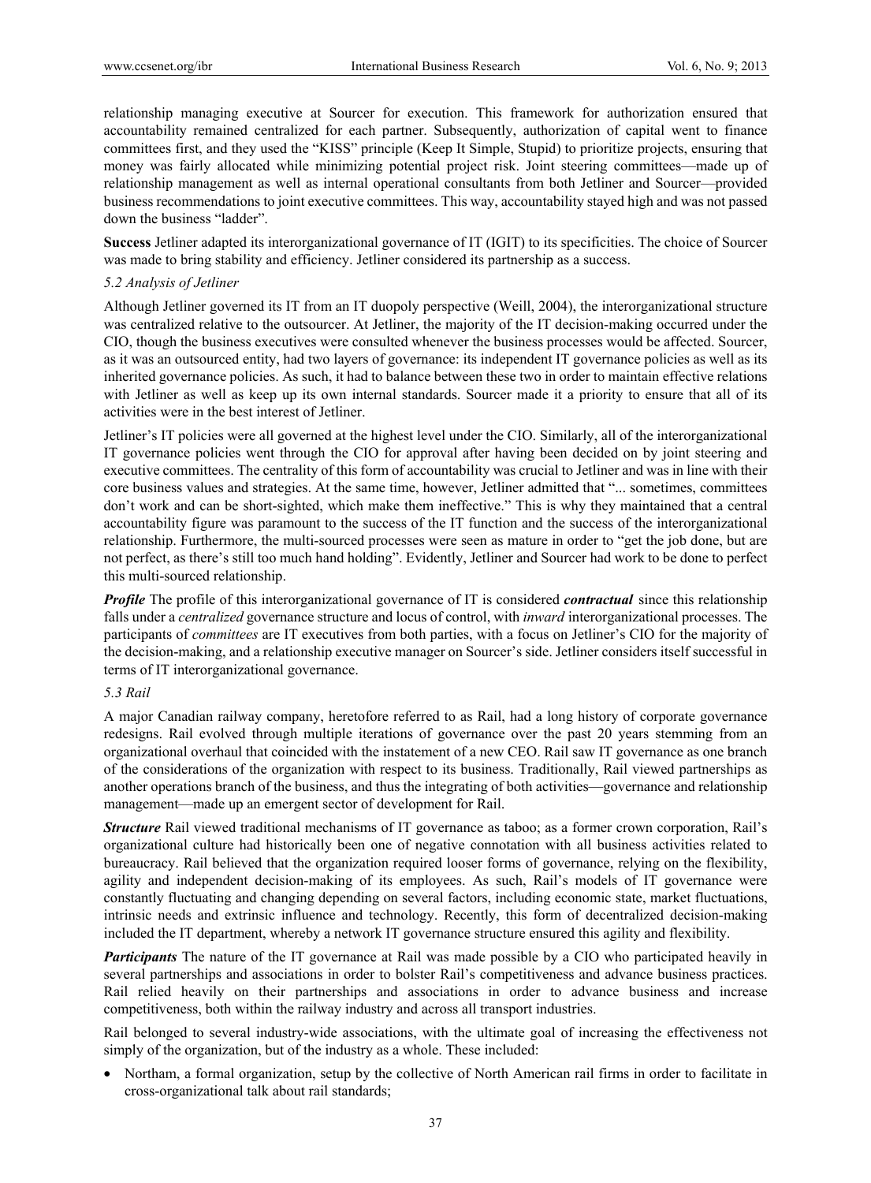relationship managing executive at Sourcer for execution. This framework for authorization ensured that accountability remained centralized for each partner. Subsequently, authorization of capital went to finance committees first, and they used the "KISS" principle (Keep It Simple, Stupid) to prioritize projects, ensuring that money was fairly allocated while minimizing potential project risk. Joint steering committees—made up of relationship management as well as internal operational consultants from both Jetliner and Sourcer—provided business recommendations to joint executive committees. This way, accountability stayed high and was not passed down the business "ladder".

**Success** Jetliner adapted its interorganizational governance of IT (IGIT) to its specificities. The choice of Sourcer was made to bring stability and efficiency. Jetliner considered its partnership as a success.

### *5.2 Analysis of Jetliner*

Although Jetliner governed its IT from an IT duopoly perspective (Weill, 2004), the interorganizational structure was centralized relative to the outsourcer. At Jetliner, the majority of the IT decision-making occurred under the CIO, though the business executives were consulted whenever the business processes would be affected. Sourcer, as it was an outsourced entity, had two layers of governance: its independent IT governance policies as well as its inherited governance policies. As such, it had to balance between these two in order to maintain effective relations with Jetliner as well as keep up its own internal standards. Sourcer made it a priority to ensure that all of its activities were in the best interest of Jetliner.

Jetliner's IT policies were all governed at the highest level under the CIO. Similarly, all of the interorganizational IT governance policies went through the CIO for approval after having been decided on by joint steering and executive committees. The centrality of this form of accountability was crucial to Jetliner and was in line with their core business values and strategies. At the same time, however, Jetliner admitted that "... sometimes, committees don't work and can be short-sighted, which make them ineffective." This is why they maintained that a central accountability figure was paramount to the success of the IT function and the success of the interorganizational relationship. Furthermore, the multi-sourced processes were seen as mature in order to "get the job done, but are not perfect, as there's still too much hand holding". Evidently, Jetliner and Sourcer had work to be done to perfect this multi-sourced relationship.

***Profile*** The profile of this interorganizational governance of IT is considered ***contractual*** since this relationship falls under a *centralized* governance structure and locus of control, with *inward* interorganizational processes. The participants of *committees* are IT executives from both parties, with a focus on Jetliner's CIO for the majority of the decision-making, and a relationship executive manager on Sourcer's side. Jetliner considers itself successful in terms of IT interorganizational governance.

### *5.3 Rail*

A major Canadian railway company, heretofore referred to as Rail, had a long history of corporate governance redesigns. Rail evolved through multiple iterations of governance over the past 20 years stemming from an organizational overhaul that coincided with the instatement of a new CEO. Rail saw IT governance as one branch of the considerations of the organization with respect to its business. Traditionally, Rail viewed partnerships as another operations branch of the business, and thus the integrating of both activities—governance and relationship management—made up an emergent sector of development for Rail.

***Structure*** Rail viewed traditional mechanisms of IT governance as taboo; as a former crown corporation, Rail's organizational culture had historically been one of negative connotation with all business activities related to bureaucracy. Rail believed that the organization required looser forms of governance, relying on the flexibility, agility and independent decision-making of its employees. As such, Rail's models of IT governance were constantly fluctuating and changing depending on several factors, including economic state, market fluctuations, intrinsic needs and extrinsic influence and technology. Recently, this form of decentralized decision-making included the IT department, whereby a network IT governance structure ensured this agility and flexibility.

***Participants*** The nature of the IT governance at Rail was made possible by a CIO who participated heavily in several partnerships and associations in order to bolster Rail's competitiveness and advance business practices. Rail relied heavily on their partnerships and associations in order to advance business and increase competitiveness, both within the railway industry and across all transport industries.

Rail belonged to several industry-wide associations, with the ultimate goal of increasing the effectiveness not simply of the organization, but of the industry as a whole. These included:

- Northam, a formal organization, setup by the collective of North American rail firms in order to facilitate in cross-organizational talk about rail standards;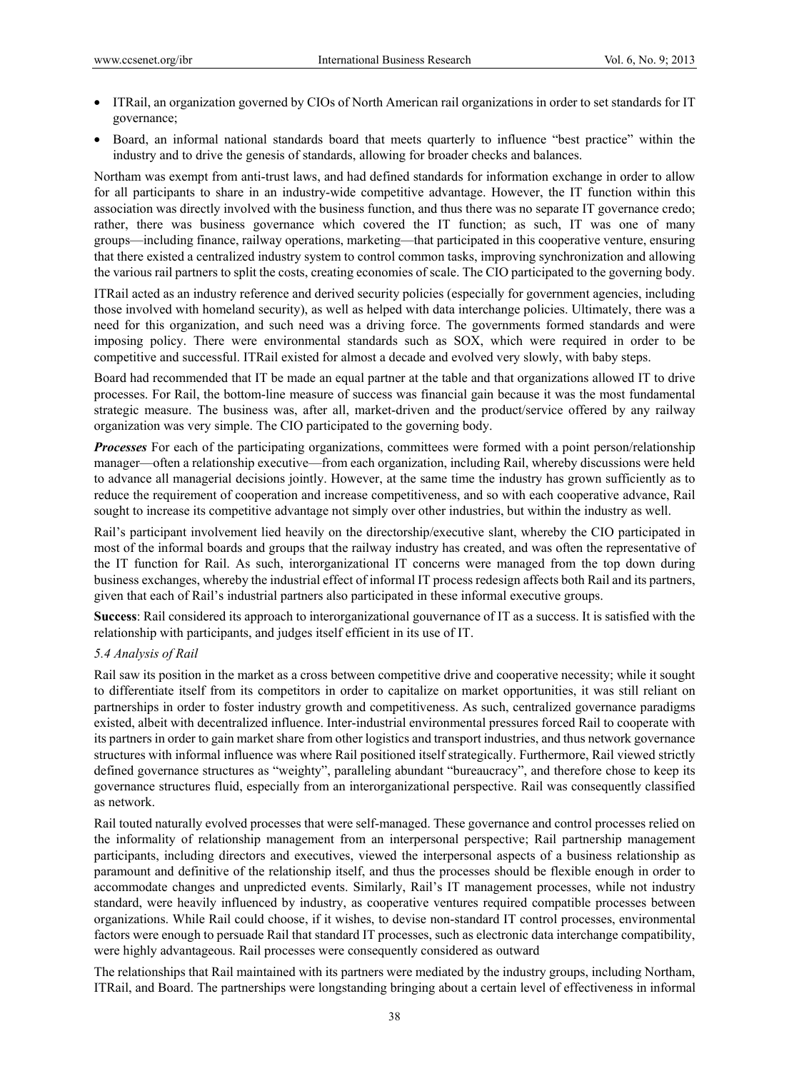- ITRail, an organization governed by CIOs of North American rail organizations in order to set standards for IT governance;
- Board, an informal national standards board that meets quarterly to influence "best practice" within the industry and to drive the genesis of standards, allowing for broader checks and balances.

Northam was exempt from anti-trust laws, and had defined standards for information exchange in order to allow for all participants to share in an industry-wide competitive advantage. However, the IT function within this association was directly involved with the business function, and thus there was no separate IT governance credo; rather, there was business governance which covered the IT function; as such, IT was one of many groups—including finance, railway operations, marketing—that participated in this cooperative venture, ensuring that there existed a centralized industry system to control common tasks, improving synchronization and allowing the various rail partners to split the costs, creating economies of scale. The CIO participated to the governing body.

ITRail acted as an industry reference and derived security policies (especially for government agencies, including those involved with homeland security), as well as helped with data interchange policies. Ultimately, there was a need for this organization, and such need was a driving force. The governments formed standards and were imposing policy. There were environmental standards such as SOX, which were required in order to be competitive and successful. ITRail existed for almost a decade and evolved very slowly, with baby steps.

Board had recommended that IT be made an equal partner at the table and that organizations allowed IT to drive processes. For Rail, the bottom-line measure of success was financial gain because it was the most fundamental strategic measure. The business was, after all, market-driven and the product/service offered by any railway organization was very simple. The CIO participated to the governing body.

***Processes*** For each of the participating organizations, committees were formed with a point person/relationship manager—often a relationship executive—from each organization, including Rail, whereby discussions were held to advance all managerial decisions jointly. However, at the same time the industry has grown sufficiently as to reduce the requirement of cooperation and increase competitiveness, and so with each cooperative advance, Rail sought to increase its competitive advantage not simply over other industries, but within the industry as well.

Rail's participant involvement lied heavily on the directorship/executive slant, whereby the CIO participated in most of the informal boards and groups that the railway industry has created, and was often the representative of the IT function for Rail. As such, interorganizational IT concerns were managed from the top down during business exchanges, whereby the industrial effect of informal IT process redesign affects both Rail and its partners, given that each of Rail's industrial partners also participated in these informal executive groups.

**Success**: Rail considered its approach to interorganizational gouvernance of IT as a success. It is satisfied with the relationship with participants, and judges itself efficient in its use of IT.

### *5.4 Analysis of Rail*

Rail saw its position in the market as a cross between competitive drive and cooperative necessity; while it sought to differentiate itself from its competitors in order to capitalize on market opportunities, it was still reliant on partnerships in order to foster industry growth and competitiveness. As such, centralized governance paradigms existed, albeit with decentralized influence. Inter-industrial environmental pressures forced Rail to cooperate with its partners in order to gain market share from other logistics and transport industries, and thus network governance structures with informal influence was where Rail positioned itself strategically. Furthermore, Rail viewed strictly defined governance structures as "weighty", paralleling abundant "bureaucracy", and therefore chose to keep its governance structures fluid, especially from an interorganizational perspective. Rail was consequently classified as network.

Rail touted naturally evolved processes that were self-managed. These governance and control processes relied on the informality of relationship management from an interpersonal perspective; Rail partnership management participants, including directors and executives, viewed the interpersonal aspects of a business relationship as paramount and definitive of the relationship itself, and thus the processes should be flexible enough in order to accommodate changes and unpredicted events. Similarly, Rail's IT management processes, while not industry standard, were heavily influenced by industry, as cooperative ventures required compatible processes between organizations. While Rail could choose, if it wishes, to devise non-standard IT control processes, environmental factors were enough to persuade Rail that standard IT processes, such as electronic data interchange compatibility, were highly advantageous. Rail processes were consequently considered as outward

The relationships that Rail maintained with its partners were mediated by the industry groups, including Northam, ITRail, and Board. The partnerships were longstanding bringing about a certain level of effectiveness in informal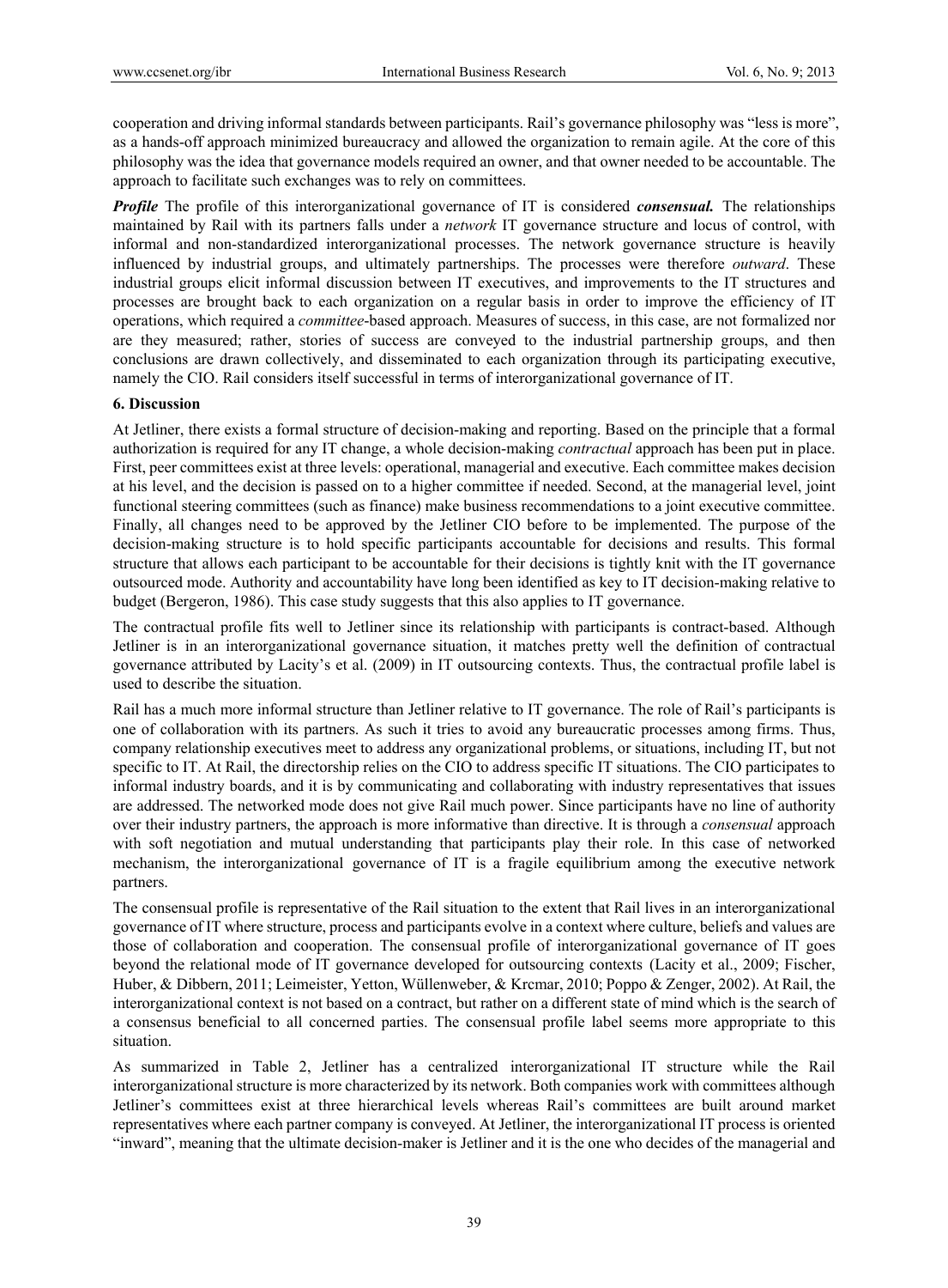cooperation and driving informal standards between participants. Rail's governance philosophy was "less is more", as a hands-off approach minimized bureaucracy and allowed the organization to remain agile. At the core of this philosophy was the idea that governance models required an owner, and that owner needed to be accountable. The approach to facilitate such exchanges was to rely on committees.

***Profile*** The profile of this interorganizational governance of IT is considered ***consensual.*** The relationships maintained by Rail with its partners falls under a *network* IT governance structure and locus of control, with informal and non-standardized interorganizational processes. The network governance structure is heavily influenced by industrial groups, and ultimately partnerships. The processes were therefore *outward*. These industrial groups elicit informal discussion between IT executives, and improvements to the IT structures and processes are brought back to each organization on a regular basis in order to improve the efficiency of IT operations, which required a *committee*-based approach. Measures of success, in this case, are not formalized nor are they measured; rather, stories of success are conveyed to the industrial partnership groups, and then conclusions are drawn collectively, and disseminated to each organization through its participating executive, namely the CIO. Rail considers itself successful in terms of interorganizational governance of IT.

## 6. Discussion

At Jetliner, there exists a formal structure of decision-making and reporting. Based on the principle that a formal authorization is required for any IT change, a whole decision-making *contractual* approach has been put in place. First, peer committees exist at three levels: operational, managerial and executive. Each committee makes decision at his level, and the decision is passed on to a higher committee if needed. Second, at the managerial level, joint functional steering committees (such as finance) make business recommendations to a joint executive committee. Finally, all changes need to be approved by the Jetliner CIO before to be implemented. The purpose of the decision-making structure is to hold specific participants accountable for decisions and results. This formal structure that allows each participant to be accountable for their decisions is tightly knit with the IT governance outsourced mode. Authority and accountability have long been identified as key to IT decision-making relative to budget (Bergeron, 1986). This case study suggests that this also applies to IT governance.

The contractual profile fits well to Jetliner since its relationship with participants is contract-based. Although Jetliner is in an interorganizational governance situation, it matches pretty well the definition of contractual governance attributed by Lacity's et al. (2009) in IT outsourcing contexts. Thus, the contractual profile label is used to describe the situation.

Rail has a much more informal structure than Jetliner relative to IT governance. The role of Rail's participants is one of collaboration with its partners. As such it tries to avoid any bureaucratic processes among firms. Thus, company relationship executives meet to address any organizational problems, or situations, including IT, but not specific to IT. At Rail, the directorship relies on the CIO to address specific IT situations. The CIO participates to informal industry boards, and it is by communicating and collaborating with industry representatives that issues are addressed. The networked mode does not give Rail much power. Since participants have no line of authority over their industry partners, the approach is more informative than directive. It is through a *consensual* approach with soft negotiation and mutual understanding that participants play their role. In this case of networked mechanism, the interorganizational governance of IT is a fragile equilibrium among the executive network partners.

The consensual profile is representative of the Rail situation to the extent that Rail lives in an interorganizational governance of IT where structure, process and participants evolve in a context where culture, beliefs and values are those of collaboration and cooperation. The consensual profile of interorganizational governance of IT goes beyond the relational mode of IT governance developed for outsourcing contexts (Lacity et al., 2009; Fischer, Huber, & Dibbern, 2011; Leimeister, Yetton, Wüllenweber, & Krcmar, 2010; Poppo & Zenger, 2002). At Rail, the interorganizational context is not based on a contract, but rather on a different state of mind which is the search of a consensus beneficial to all concerned parties. The consensual profile label seems more appropriate to this situation.

As summarized in Table 2, Jetliner has a centralized interorganizational IT structure while the Rail interorganizational structure is more characterized by its network. Both companies work with committees although Jetliner's committees exist at three hierarchical levels whereas Rail's committees are built around market representatives where each partner company is conveyed. At Jetliner, the interorganizational IT process is oriented "inward", meaning that the ultimate decision-maker is Jetliner and it is the one who decides of the managerial and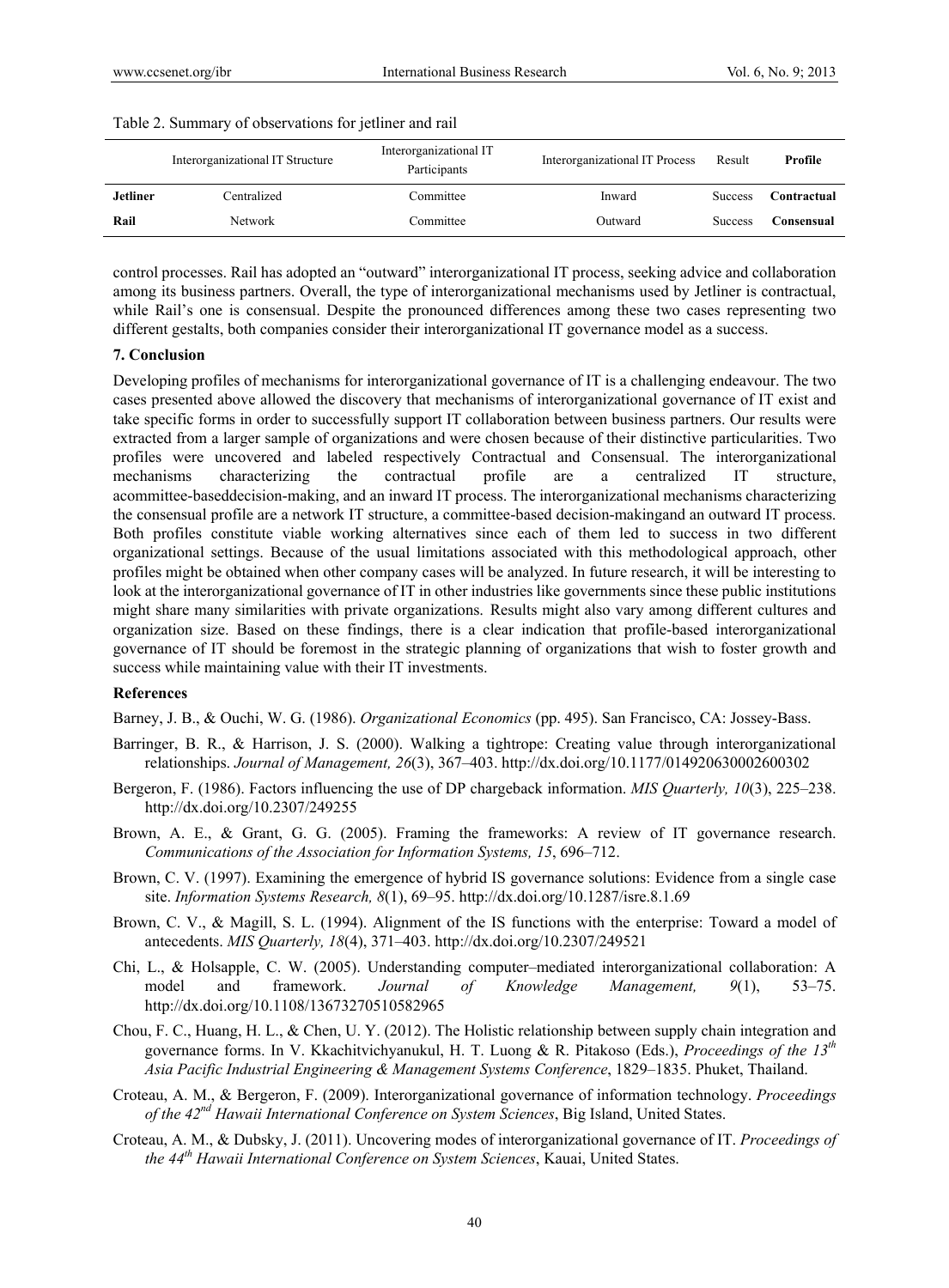Table 2. Summary of observations for jetliner and rail

| | Interorganizational IT Structure | Interorganizational IT Participants | Interorganizational IT Process | Result | Profile |
|---|---|---|---|---|---|
| **Jetliner** | Centralized | Committee | Inward | Success | **Contractual** |
| **Rail** | Network | Committee | Outward | Success | **Consensual** |

control processes. Rail has adopted an "outward" interorganizational IT process, seeking advice and collaboration among its business partners. Overall, the type of interorganizational mechanisms used by Jetliner is contractual, while Rail's one is consensual. Despite the pronounced differences among these two cases representing two different gestalts, both companies consider their interorganizational IT governance model as a success.

**7. Conclusion**

Developing profiles of mechanisms for interorganizational governance of IT is a challenging endeavour. The two cases presented above allowed the discovery that mechanisms of interorganizational governance of IT exist and take specific forms in order to successfully support IT collaboration between business partners. Our results were extracted from a larger sample of organizations and were chosen because of their distinctive particularities. Two profiles were uncovered and labeled respectively Contractual and Consensual. The interorganizational mechanisms characterizing the contractual profile are a centralized IT structure, acommittee-baseddecision-making, and an inward IT process. The interorganizational mechanisms characterizing the consensual profile are a network IT structure, a committee-based decision-makingand an outward IT process. Both profiles constitute viable working alternatives since each of them led to success in two different organizational settings. Because of the usual limitations associated with this methodological approach, other profiles might be obtained when other company cases will be analyzed. In future research, it will be interesting to look at the interorganizational governance of IT in other industries like governments since these public institutions might share many similarities with private organizations. Results might also vary among different cultures and organization size. Based on these findings, there is a clear indication that profile-based interorganizational governance of IT should be foremost in the strategic planning of organizations that wish to foster growth and success while maintaining value with their IT investments.

**References**

Barney, J. B., & Ouchi, W. G. (1986). *Organizational Economics* (pp. 495). San Francisco, CA: Jossey-Bass.

Barringer, B. R., & Harrison, J. S. (2000). Walking a tightrope: Creating value through interorganizational relationships. *Journal of Management, 26*(3), 367–403. http://dx.doi.org/10.1177/014920630002600302

Bergeron, F. (1986). Factors influencing the use of DP chargeback information. *MIS Quarterly, 10*(3), 225–238. http://dx.doi.org/10.2307/249255

Brown, A. E., & Grant, G. G. (2005). Framing the frameworks: A review of IT governance research. *Communications of the Association for Information Systems, 15*, 696–712.

Brown, C. V. (1997). Examining the emergence of hybrid IS governance solutions: Evidence from a single case site. *Information Systems Research, 8*(1), 69–95. http://dx.doi.org/10.1287/isre.8.1.69

Brown, C. V., & Magill, S. L. (1994). Alignment of the IS functions with the enterprise: Toward a model of antecedents. *MIS Quarterly, 18*(4), 371–403. http://dx.doi.org/10.2307/249521

Chi, L., & Holsapple, C. W. (2005). Understanding computer–mediated interorganizational collaboration: A model and framework. *Journal of Knowledge Management, 9*(1), 53–75. http://dx.doi.org/10.1108/13673270510582965

Chou, F. C., Huang, H. L., & Chen, U. Y. (2012). The Holistic relationship between supply chain integration and governance forms. In V. Kkachitvichyanukul, H. T. Luong & R. Pitakoso (Eds.), *Proceedings of the 13th Asia Pacific Industrial Engineering & Management Systems Conference*, 1829–1835. Phuket, Thailand.

Croteau, A. M., & Bergeron, F. (2009). Interorganizational governance of information technology. *Proceedings of the 42nd Hawaii International Conference on System Sciences*, Big Island, United States.

Croteau, A. M., & Dubsky, J. (2011). Uncovering modes of interorganizational governance of IT. *Proceedings of the 44th Hawaii International Conference on System Sciences*, Kauai, United States.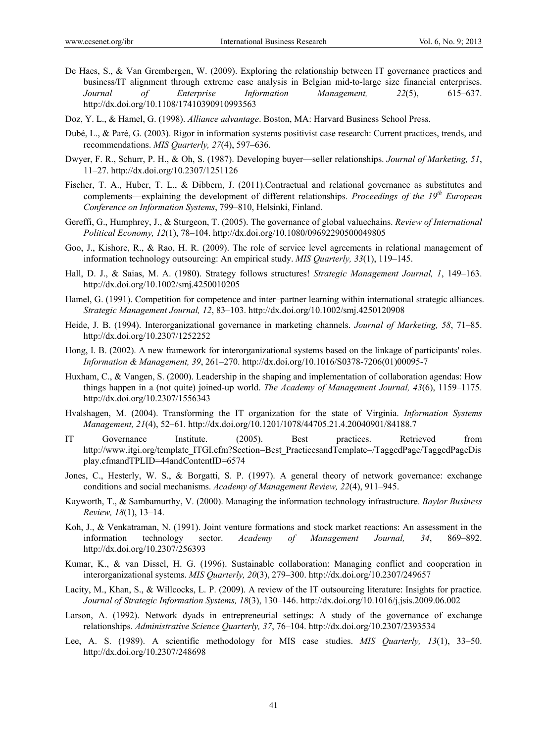De Haes, S., & Van Grembergen, W. (2009). Exploring the relationship between IT governance practices and business/IT alignment through extreme case analysis in Belgian mid-to-large size financial enterprises. *Journal of Enterprise Information Management, 22*(5), 615–637. http://dx.doi.org/10.1108/17410390910993563

Doz, Y. L., & Hamel, G. (1998). *Alliance advantage*. Boston, MA: Harvard Business School Press.

Dubé, L., & Paré, G. (2003). Rigor in information systems positivist case research: Current practices, trends, and recommendations. *MIS Quarterly, 27*(4), 597–636.

Dwyer, F. R., Schurr, P. H., & Oh, S. (1987). Developing buyer—seller relationships. *Journal of Marketing, 51*, 11–27. http://dx.doi.org/10.2307/1251126

Fischer, T. A., Huber, T. L., & Dibbern, J. (2011).Contractual and relational governance as substitutes and complements—explaining the development of different relationships. *Proceedings of the 19th European Conference on Information Systems*, 799–810, Helsinki, Finland.

Gereffi, G., Humphrey, J., & Sturgeon, T. (2005). The governance of global valuechains. *Review of International Political Economy, 12*(1), 78–104. http://dx.doi.org/10.1080/09692290500049805

Goo, J., Kishore, R., & Rao, H. R. (2009). The role of service level agreements in relational management of information technology outsourcing: An empirical study. *MIS Quarterly, 33*(1), 119–145.

Hall, D. J., & Saias, M. A. (1980). Strategy follows structures! *Strategic Management Journal, 1*, 149–163. http://dx.doi.org/10.1002/smj.4250010205

Hamel, G. (1991). Competition for competence and inter–partner learning within international strategic alliances. *Strategic Management Journal, 12*, 83–103. http://dx.doi.org/10.1002/smj.4250120908

Heide, J. B. (1994). Interorganizational governance in marketing channels. *Journal of Marketing, 58*, 71–85. http://dx.doi.org/10.2307/1252252

Hong, I. B. (2002). A new framework for interorganizational systems based on the linkage of participants' roles. *Information & Management, 39*, 261–270. http://dx.doi.org/10.1016/S0378-7206(01)00095-7

Huxham, C., & Vangen, S. (2000). Leadership in the shaping and implementation of collaboration agendas: How things happen in a (not quite) joined-up world. *The Academy of Management Journal, 43*(6), 1159–1175. http://dx.doi.org/10.2307/1556343

Hvalshagen, M. (2004). Transforming the IT organization for the state of Virginia. *Information Systems Management, 21*(4), 52–61. http://dx.doi.org/10.1201/1078/44705.21.4.20040901/84188.7

IT Governance Institute. (2005). Best practices. Retrieved from http://www.itgi.org/template_ITGI.cfm?Section=Best_PracticesandTemplate=/TaggedPage/TaggedPageDisplay.cfmandTPLID=44andContentID=6574

Jones, C., Hesterly, W. S., & Borgatti, S. P. (1997). A general theory of network governance: exchange conditions and social mechanisms. *Academy of Management Review, 22*(4), 911–945.

Kayworth, T., & Sambamurthy, V. (2000). Managing the information technology infrastructure. *Baylor Business Review, 18*(1), 13–14.

Koh, J., & Venkatraman, N. (1991). Joint venture formations and stock market reactions: An assessment in the information technology sector. *Academy of Management Journal, 34*, 869–892. http://dx.doi.org/10.2307/256393

Kumar, K., & van Dissel, H. G. (1996). Sustainable collaboration: Managing conflict and cooperation in interorganizational systems. *MIS Quarterly, 20*(3), 279–300. http://dx.doi.org/10.2307/249657

Lacity, M., Khan, S., & Willcocks, L. P. (2009). A review of the IT outsourcing literature: Insights for practice. *Journal of Strategic Information Systems, 18*(3), 130–146. http://dx.doi.org/10.1016/j.jsis.2009.06.002

Larson, A. (1992). Network dyads in entrepreneurial settings: A study of the governance of exchange relationships. *Administrative Science Quarterly, 37*, 76–104. http://dx.doi.org/10.2307/2393534

Lee, A. S. (1989). A scientific methodology for MIS case studies. *MIS Quarterly, 13*(1), 33–50. http://dx.doi.org/10.2307/248698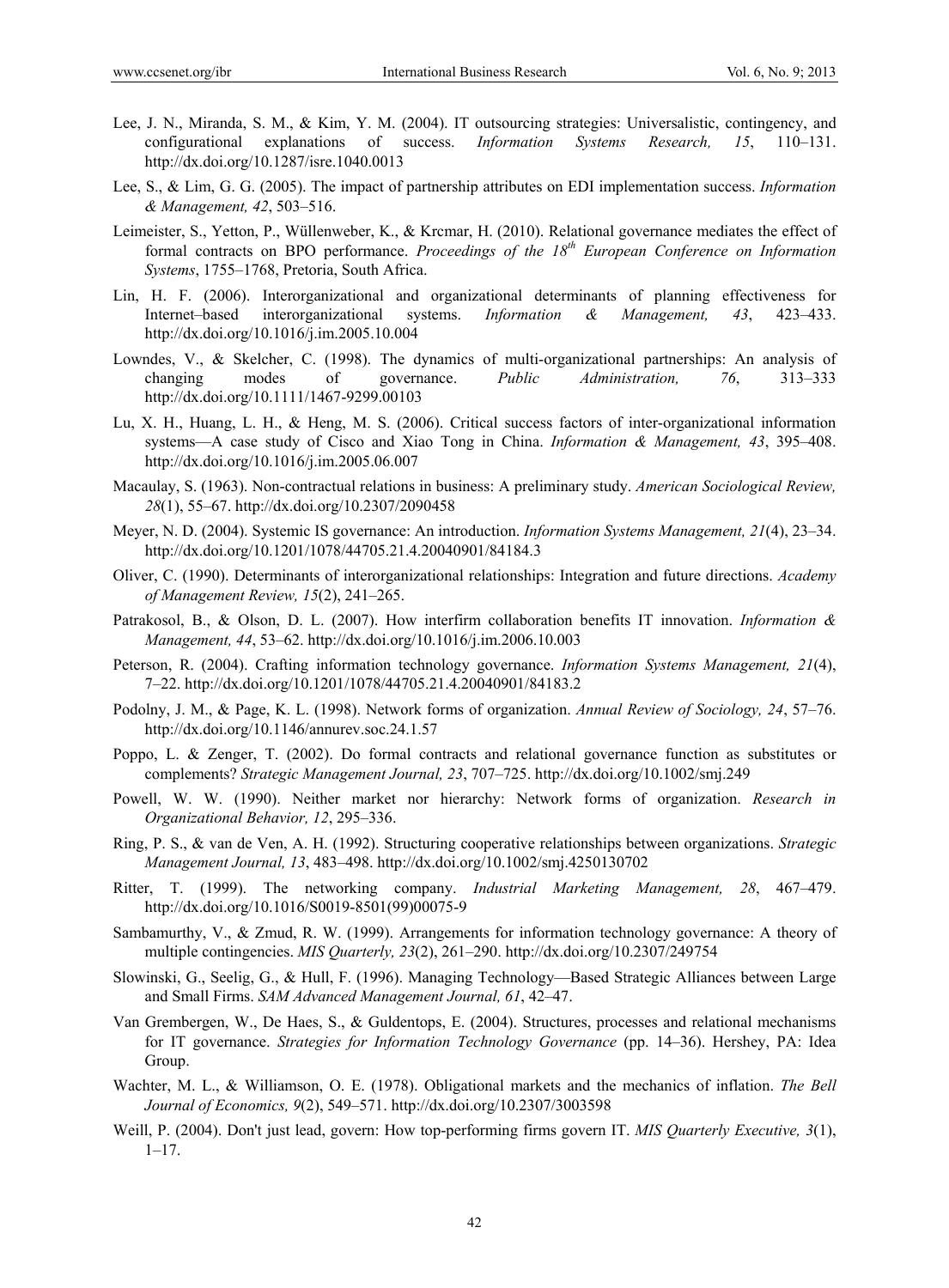Lee, J. N., Miranda, S. M., & Kim, Y. M. (2004). IT outsourcing strategies: Universalistic, contingency, and configurational explanations of success. *Information Systems Research, 15*, 110–131. http://dx.doi.org/10.1287/isre.1040.0013

Lee, S., & Lim, G. G. (2005). The impact of partnership attributes on EDI implementation success. *Information & Management, 42*, 503–516.

Leimeister, S., Yetton, P., Wüllenweber, K., & Krcmar, H. (2010). Relational governance mediates the effect of formal contracts on BPO performance. *Proceedings of the 18th European Conference on Information Systems*, 1755–1768, Pretoria, South Africa.

Lin, H. F. (2006). Interorganizational and organizational determinants of planning effectiveness for Internet–based interorganizational systems. *Information & Management, 43*, 423–433. http://dx.doi.org/10.1016/j.im.2005.10.004

Lowndes, V., & Skelcher, C. (1998). The dynamics of multi-organizational partnerships: An analysis of changing modes of governance. *Public Administration, 76*, 313–333 http://dx.doi.org/10.1111/1467-9299.00103

Lu, X. H., Huang, L. H., & Heng, M. S. (2006). Critical success factors of inter-organizational information systems—A case study of Cisco and Xiao Tong in China. *Information & Management, 43*, 395–408. http://dx.doi.org/10.1016/j.im.2005.06.007

Macaulay, S. (1963). Non-contractual relations in business: A preliminary study. *American Sociological Review, 28*(1), 55–67. http://dx.doi.org/10.2307/2090458

Meyer, N. D. (2004). Systemic IS governance: An introduction. *Information Systems Management, 21*(4), 23–34. http://dx.doi.org/10.1201/1078/44705.21.4.20040901/84184.3

Oliver, C. (1990). Determinants of interorganizational relationships: Integration and future directions. *Academy of Management Review, 15*(2), 241–265.

Patrakosol, B., & Olson, D. L. (2007). How interfirm collaboration benefits IT innovation. *Information & Management, 44*, 53–62. http://dx.doi.org/10.1016/j.im.2006.10.003

Peterson, R. (2004). Crafting information technology governance. *Information Systems Management, 21*(4), 7–22. http://dx.doi.org/10.1201/1078/44705.21.4.20040901/84183.2

Podolny, J. M., & Page, K. L. (1998). Network forms of organization. *Annual Review of Sociology, 24*, 57–76. http://dx.doi.org/10.1146/annurev.soc.24.1.57

Poppo, L. & Zenger, T. (2002). Do formal contracts and relational governance function as substitutes or complements? *Strategic Management Journal, 23*, 707–725. http://dx.doi.org/10.1002/smj.249

Powell, W. W. (1990). Neither market nor hierarchy: Network forms of organization. *Research in Organizational Behavior, 12*, 295–336.

Ring, P. S., & van de Ven, A. H. (1992). Structuring cooperative relationships between organizations. *Strategic Management Journal, 13*, 483–498. http://dx.doi.org/10.1002/smj.4250130702

Ritter, T. (1999). The networking company. *Industrial Marketing Management, 28*, 467–479. http://dx.doi.org/10.1016/S0019-8501(99)00075-9

Sambamurthy, V., & Zmud, R. W. (1999). Arrangements for information technology governance: A theory of multiple contingencies. *MIS Quarterly, 23*(2), 261–290. http://dx.doi.org/10.2307/249754

Slowinski, G., Seelig, G., & Hull, F. (1996). Managing Technology—Based Strategic Alliances between Large and Small Firms. *SAM Advanced Management Journal, 61*, 42–47.

Van Grembergen, W., De Haes, S., & Guldentops, E. (2004). Structures, processes and relational mechanisms for IT governance. *Strategies for Information Technology Governance* (pp. 14–36). Hershey, PA: Idea Group.

Wachter, M. L., & Williamson, O. E. (1978). Obligational markets and the mechanics of inflation. *The Bell Journal of Economics, 9*(2), 549–571. http://dx.doi.org/10.2307/3003598

Weill, P. (2004). Don't just lead, govern: How top-performing firms govern IT. *MIS Quarterly Executive, 3*(1), 1–17.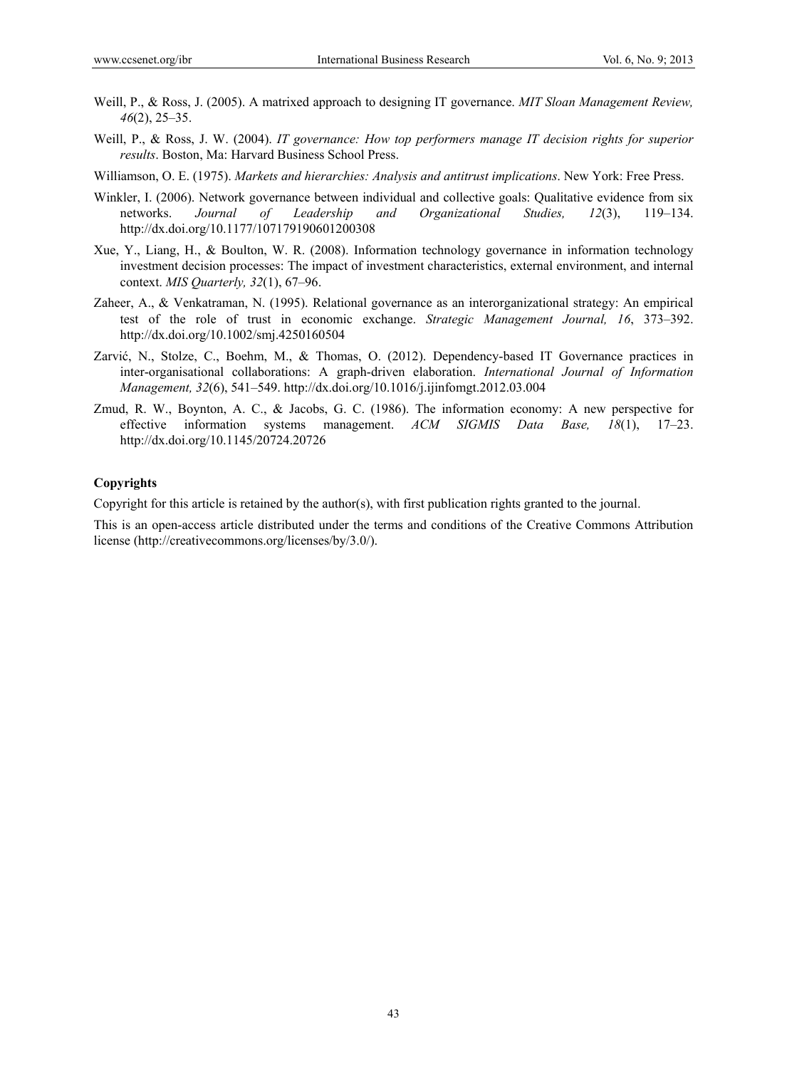Weill, P., & Ross, J. (2005). A matrixed approach to designing IT governance. *MIT Sloan Management Review, 46*(2), 25–35.

Weill, P., & Ross, J. W. (2004). *IT governance: How top performers manage IT decision rights for superior results*. Boston, Ma: Harvard Business School Press.

Williamson, O. E. (1975). *Markets and hierarchies: Analysis and antitrust implications*. New York: Free Press.

Winkler, I. (2006). Network governance between individual and collective goals: Qualitative evidence from six networks. *Journal of Leadership and Organizational Studies, 12*(3), 119–134. http://dx.doi.org/10.1177/107179190601200308

Xue, Y., Liang, H., & Boulton, W. R. (2008). Information technology governance in information technology investment decision processes: The impact of investment characteristics, external environment, and internal context. *MIS Quarterly, 32*(1), 67–96.

Zaheer, A., & Venkatraman, N. (1995). Relational governance as an interorganizational strategy: An empirical test of the role of trust in economic exchange. *Strategic Management Journal, 16*, 373–392. http://dx.doi.org/10.1002/smj.4250160504

Zarvić, N., Stolze, C., Boehm, M., & Thomas, O. (2012). Dependency-based IT Governance practices in inter-organisational collaborations: A graph-driven elaboration. *International Journal of Information Management, 32*(6), 541–549. http://dx.doi.org/10.1016/j.ijinfomgt.2012.03.004

Zmud, R. W., Boynton, A. C., & Jacobs, G. C. (1986). The information economy: A new perspective for effective information systems management. *ACM SIGMIS Data Base, 18*(1), 17–23. http://dx.doi.org/10.1145/20724.20726

**Copyrights**

Copyright for this article is retained by the author(s), with first publication rights granted to the journal.

This is an open-access article distributed under the terms and conditions of the Creative Commons Attribution license (http://creativecommons.org/licenses/by/3.0/).